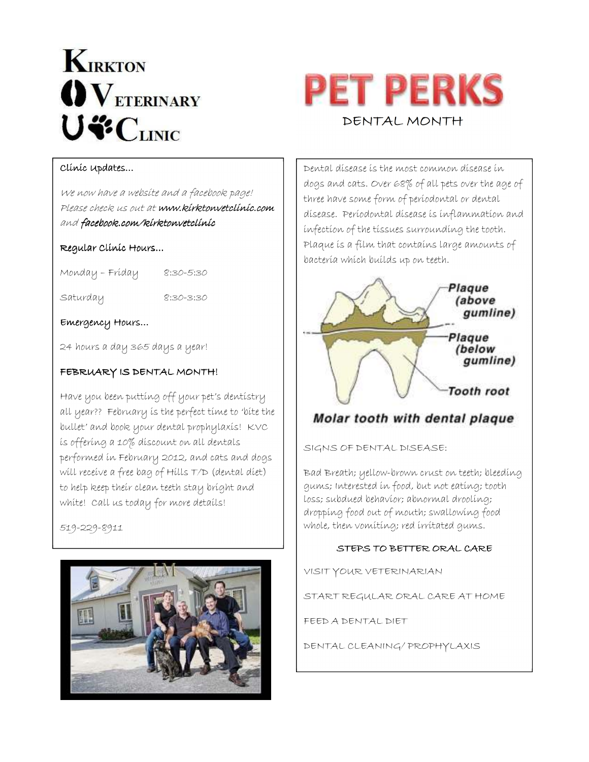# Kirkton Veterinary Clinic

# PET PERKS

## DENTAL MONTH

### Clinic Updates…

*We now have a website and a facebook page! Please check us out at* ***www.kirktonvetclinic.com*** *and* ***facebook.com/kirktonvetclinic***

### Regular Clinic Hours…

| | |
|---|---|
| Monday – Friday | 8:30-5:30 |
| Saturday | 8:30-3:30 |

### Emergency Hours…

24 hours a day 365 days a year!

### FEBRUARY IS DENTAL MONTH!

Have you been putting off your pet's dentistry all year?? February is the perfect time to 'bite the bullet' and book your dental prophylaxis! KVC is offering a 10% discount on all dentals performed in February 2012, and cats and dogs will receive a free bag of Hills T/D (dental diet) to help keep their clean teeth stay bright and white! Call us today for more details!

519-229-8911

Dental disease is the most common disease in dogs and cats. Over 68% of all pets over the age of three have some form of periodontal or dental disease. Periodontal disease is inflammation and infection of the tissues surrounding the tooth. Plaque is a film that contains large amounts of bacteria which builds up on teeth.

Plaque (above gumline)
Plaque (below gumline)
Tooth root

**Molar tooth with dental plaque**

SIGNS OF DENTAL DISEASE:

Bad Breath; yellow-brown crust on teeth; bleeding gums; Interested in food, but not eating; tooth loss; subdued behavior; abnormal drooling; dropping food out of mouth; swallowing food whole, then vomiting; red irritated gums.

### STEPS TO BETTER ORAL CARE

VISIT YOUR VETERINARIAN

START REGULAR ORAL CARE AT HOME

FEED A DENTAL DIET

DENTAL CLEANING/ PROPHYLAXIS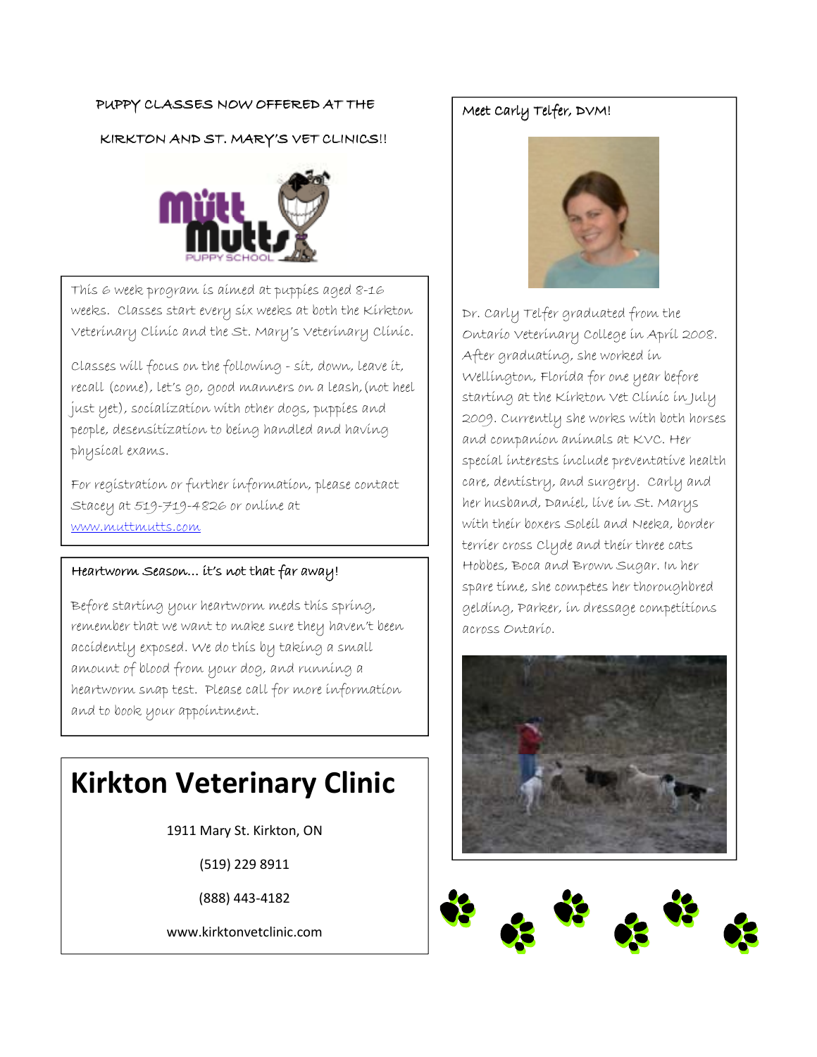## PUPPY CLASSES NOW OFFERED AT THE KIRKTON AND ST. MARY'S VET CLINICS!!

This 6 week program is aimed at puppies aged 8-16 weeks. Classes start every six weeks at both the Kirkton Veterinary Clinic and the St. Mary's Veterinary Clinic.

Classes will focus on the following - sit, down, leave it, recall (come), let's go, good manners on a leash,(not heel just yet), socialization with other dogs, puppies and people, desensitization to being handled and having physical exams.

For registration or further information, please contact Stacey at 519-719-4826 or online at www.muttmutts.com

## Heartworm Season… it's not that far away!

Before starting your heartworm meds this spring, remember that we want to make sure they haven't been accidently exposed. We do this by taking a small amount of blood from your dog, and running a heartworm snap test. Please call for more information and to book your appointment.

# Kirkton Veterinary Clinic

1911 Mary St. Kirkton, ON

(519) 229 8911

(888) 443-4182

www.kirktonvetclinic.com

## Meet Carly Telfer, DVM!

Dr. Carly Telfer graduated from the Ontario Veterinary College in April 2008. After graduating, she worked in Wellington, Florida for one year before starting at the Kirkton Vet Clinic in July 2009. Currently she works with both horses and companion animals at KVC. Her special interests include preventative health care, dentistry, and surgery. Carly and her husband, Daniel, live in St. Marys with their boxers Soleil and Neeka, border terrier cross Clyde and their three cats Hobbes, Boca and Brown Sugar. In her spare time, she competes her thoroughbred gelding, Parker, in dressage competitions across Ontario.